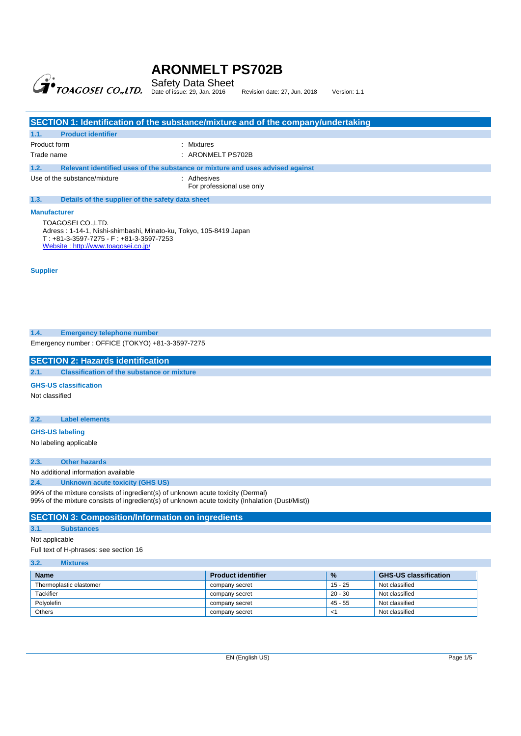# ARONMELT PS702B

Safety Data Sheet

Date of issue: 29, Jan. 2016 Revision date: 27, Jun. 2018 Version: 1.1

## SECTION 1: Identification of the substance/mixture and of the company/undertaking

### 1.1. Product identifier

Product form : Mixtures

Trade name : ARONMELT PS702B

### 1.2. Relevant identified uses of the substance or mixture and uses advised against

Use of the substance/mixture : Adhesives
For professional use only

### 1.3. Details of the supplier of the safety data sheet

**Manufacturer**

TOAGOSEI CO.,LTD.
Adress : 1-14-1, Nishi-shimbashi, Minato-ku, Tokyo, 105-8419 Japan
T : +81-3-3597-7275 - F : +81-3-3597-7253
Website : http://www.toagosei.co.jp/

**Supplier**

### 1.4. Emergency telephone number

Emergency number : OFFICE (TOKYO) +81-3-3597-7275

## SECTION 2: Hazards identification

### 2.1. Classification of the substance or mixture

**GHS-US classification**

Not classified

### 2.2. Label elements

**GHS-US labeling**

No labeling applicable

### 2.3. Other hazards

No additional information available

### 2.4. Unknown acute toxicity (GHS US)

99% of the mixture consists of ingredient(s) of unknown acute toxicity (Dermal)
99% of the mixture consists of ingredient(s) of unknown acute toxicity (Inhalation (Dust/Mist))

## SECTION 3: Composition/Information on ingredients

### 3.1. Substances

Not applicable

Full text of H-phrases: see section 16

### 3.2. Mixtures

| Name | Product identifier | % | GHS-US classification |
|---|---|---|---|
| Thermoplastic elastomer | company secret | 15 - 25 | Not classified |
| Tackifier | company secret | 20 - 30 | Not classified |
| Polyolefin | company secret | 45 - 55 | Not classified |
| Others | company secret | <1 | Not classified |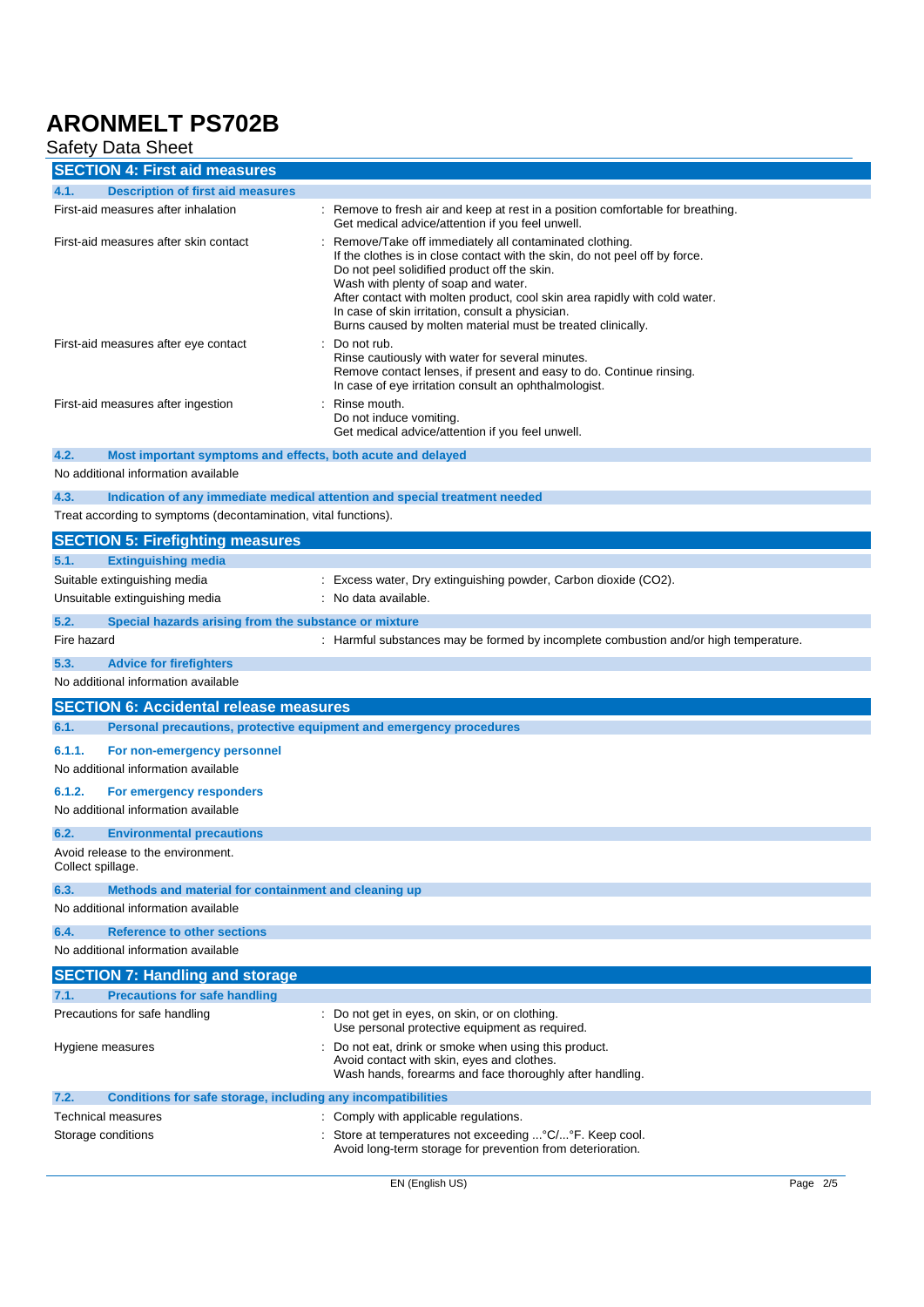## SECTION 4: First aid measures

### 4.1. Description of first aid measures

First-aid measures after inhalation : Remove to fresh air and keep at rest in a position comfortable for breathing. Get medical advice/attention if you feel unwell.

First-aid measures after skin contact : Remove/Take off immediately all contaminated clothing.
If the clothes is in close contact with the skin, do not peel off by force.
Do not peel solidified product off the skin.
Wash with plenty of soap and water.
After contact with molten product, cool skin area rapidly with cold water.
In case of skin irritation, consult a physician.
Burns caused by molten material must be treated clinically.

First-aid measures after eye contact : Do not rub.
Rinse cautiously with water for several minutes.
Remove contact lenses, if present and easy to do. Continue rinsing.
In case of eye irritation consult an ophthalmologist.

First-aid measures after ingestion : Rinse mouth.
Do not induce vomiting.
Get medical advice/attention if you feel unwell.

### 4.2. Most important symptoms and effects, both acute and delayed

No additional information available

### 4.3. Indication of any immediate medical attention and special treatment needed

Treat according to symptoms (decontamination, vital functions).

## SECTION 5: Firefighting measures

### 5.1. Extinguishing media

Suitable extinguishing media : Excess water, Dry extinguishing powder, Carbon dioxide ($CO_2$).

Unsuitable extinguishing media : No data available.

### 5.2. Special hazards arising from the substance or mixture

Fire hazard : Harmful substances may be formed by incomplete combustion and/or high temperature.

### 5.3. Advice for firefighters

No additional information available

## SECTION 6: Accidental release measures

### 6.1. Personal precautions, protective equipment and emergency procedures

#### 6.1.1. For non-emergency personnel

No additional information available

#### 6.1.2. For emergency responders

No additional information available

### 6.2. Environmental precautions

Avoid release to the environment.
Collect spillage.

### 6.3. Methods and material for containment and cleaning up

No additional information available

### 6.4. Reference to other sections

No additional information available

## SECTION 7: Handling and storage

### 7.1. Precautions for safe handling

Precautions for safe handling : Do not get in eyes, on skin, or on clothing.
Use personal protective equipment as required.

Hygiene measures : Do not eat, drink or smoke when using this product.
Avoid contact with skin, eyes and clothes.
Wash hands, forearms and face thoroughly after handling.

### 7.2. Conditions for safe storage, including any incompatibilities

Technical measures : Comply with applicable regulations.

Storage conditions : Store at temperatures not exceeding ...°C/...°F. Keep cool.
Avoid long-term storage for prevention from deterioration.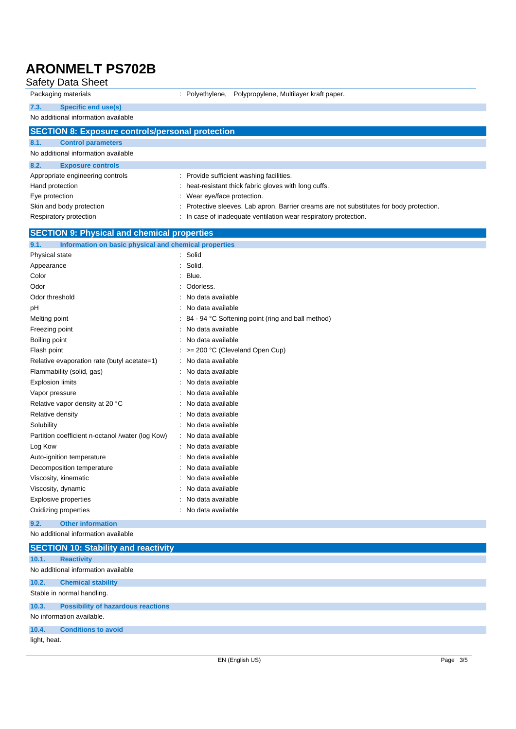| | |
|---|---|
| Packaging materials | : Polyethylene, Polypropylene, Multilayer kraft paper. |

### 7.3. Specific end use(s)

No additional information available

## SECTION 8: Exposure controls/personal protection

### 8.1. Control parameters

No additional information available

### 8.2. Exposure controls

| | |
|---|---|
| Appropriate engineering controls | : Provide sufficient washing facilities. |
| Hand protection | : heat-resistant thick fabric gloves with long cuffs. |
| Eye protection | : Wear eye/face protection. |
| Skin and body protection | : Protective sleeves. Lab apron. Barrier creams are not substitutes for body protection. |
| Respiratory protection | : In case of inadequate ventilation wear respiratory protection. |

## SECTION 9: Physical and chemical properties

### 9.1. Information on basic physical and chemical properties

| | |
|---|---|
| Physical state | : Solid |
| Appearance | : Solid. |
| Color | : Blue. |
| Odor | : Odorless. |
| Odor threshold | : No data available |
| pH | : No data available |
| Melting point | : 84 - 94 °C Softening point (ring and ball method) |
| Freezing point | : No data available |
| Boiling point | : No data available |
| Flash point | : >= 200 °C (Cleveland Open Cup) |
| Relative evaporation rate (butyl acetate=1) | : No data available |
| Flammability (solid, gas) | : No data available |
| Explosion limits | : No data available |
| Vapor pressure | : No data available |
| Relative vapor density at 20 °C | : No data available |
| Relative density | : No data available |
| Solubility | : No data available |
| Partition coefficient n-octanol /water (log Kow) | : No data available |
| Log Kow | : No data available |
| Auto-ignition temperature | : No data available |
| Decomposition temperature | : No data available |
| Viscosity, kinematic | : No data available |
| Viscosity, dynamic | : No data available |
| Explosive properties | : No data available |
| Oxidizing properties | : No data available |

### 9.2. Other information

No additional information available

## SECTION 10: Stability and reactivity

### 10.1. Reactivity

No additional information available

### 10.2. Chemical stability

Stable in normal handling.

### 10.3. Possibility of hazardous reactions

No information available.

### 10.4. Conditions to avoid

light, heat.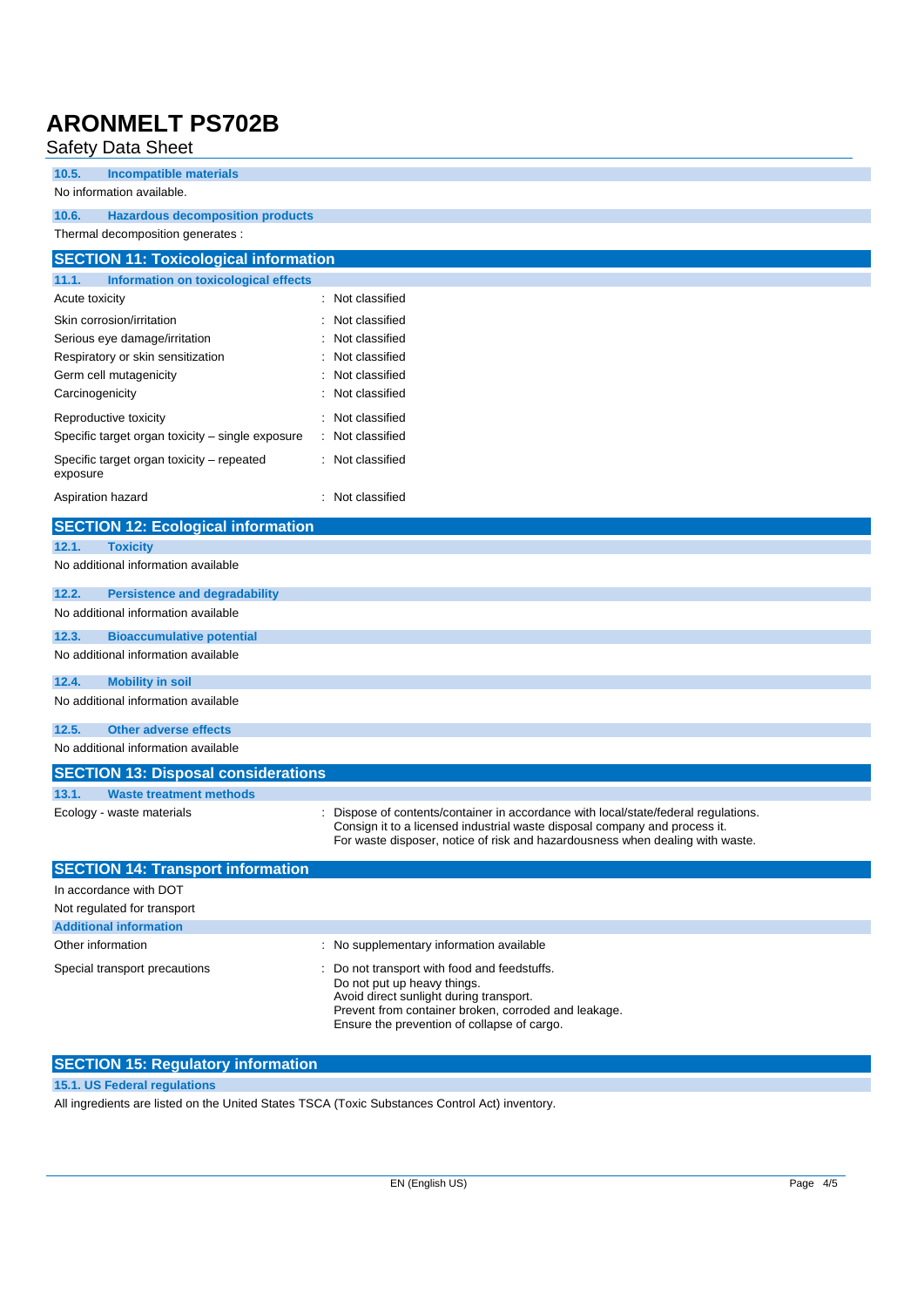### 10.5. Incompatible materials

No information available.

### 10.6. Hazardous decomposition products

Thermal decomposition generates :

## SECTION 11: Toxicological information

### 11.1. Information on toxicological effects

| | |
|---|---|
| Acute toxicity | : Not classified |
| Skin corrosion/irritation | : Not classified |
| Serious eye damage/irritation | : Not classified |
| Respiratory or skin sensitization | : Not classified |
| Germ cell mutagenicity | : Not classified |
| Carcinogenicity | : Not classified |
| Reproductive toxicity | : Not classified |
| Specific target organ toxicity – single exposure | : Not classified |
| Specific target organ toxicity – repeated exposure | : Not classified |
| Aspiration hazard | : Not classified |

## SECTION 12: Ecological information

### 12.1. Toxicity

No additional information available

### 12.2. Persistence and degradability

No additional information available

### 12.3. Bioaccumulative potential

No additional information available

### 12.4. Mobility in soil

No additional information available

### 12.5. Other adverse effects

No additional information available

## SECTION 13: Disposal considerations

### 13.1. Waste treatment methods

| | |
|---|---|
| Ecology - waste materials | : Dispose of contents/container in accordance with local/state/federal regulations. Consign it to a licensed industrial waste disposal company and process it. For waste disposer, notice of risk and hazardousness when dealing with waste. |

## SECTION 14: Transport information

In accordance with DOT

Not regulated for transport

### Additional information

| | |
|---|---|
| Other information | : No supplementary information available |
| Special transport precautions | : Do not transport with food and feedstuffs. Do not put up heavy things. Avoid direct sunlight during transport. Prevent from container broken, corroded and leakage. Ensure the prevention of collapse of cargo. |

## SECTION 15: Regulatory information

### 15.1. US Federal regulations

All ingredients are listed on the United States TSCA (Toxic Substances Control Act) inventory.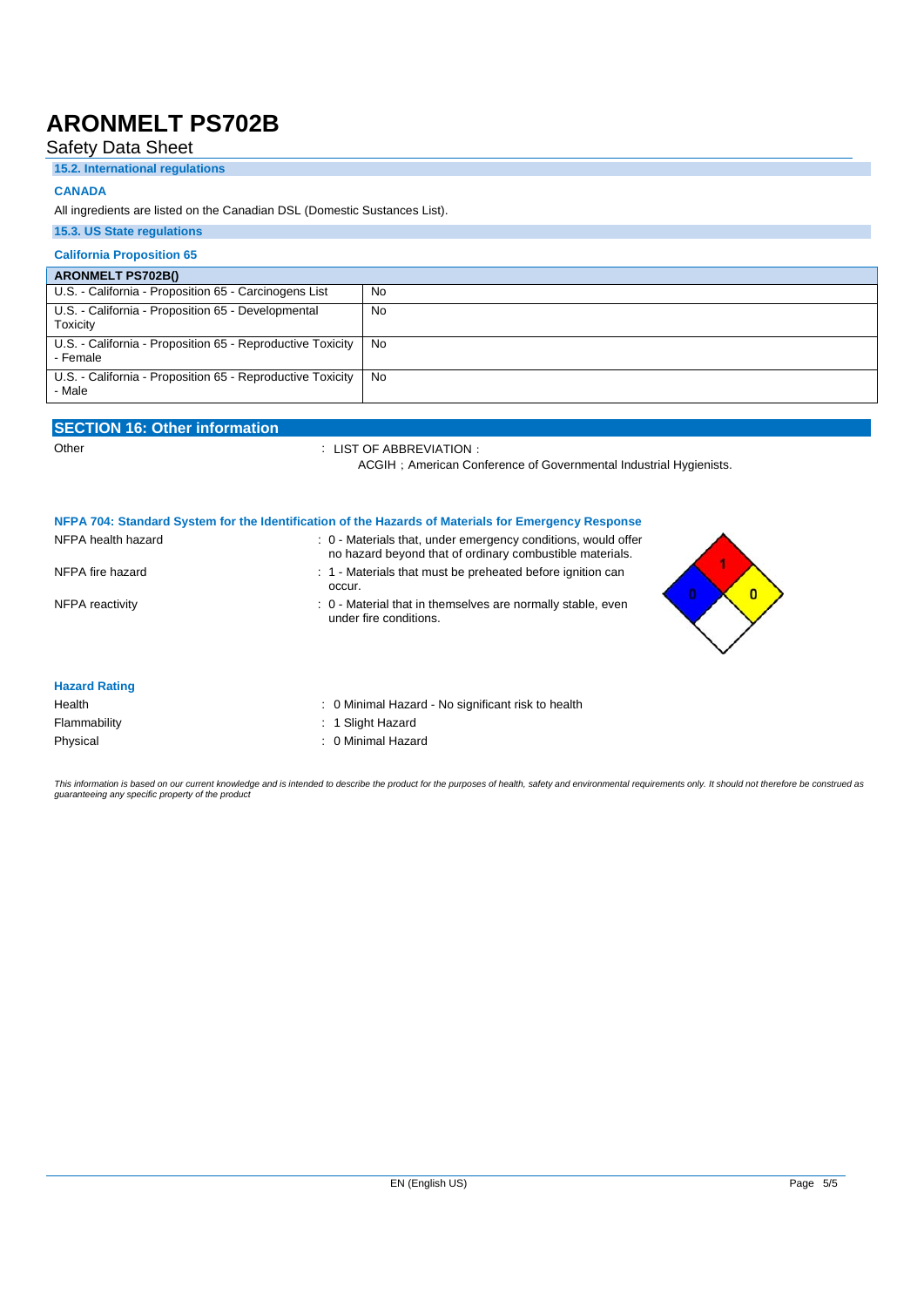# ARONMELT PS702B

Safety Data Sheet

### 15.2. International regulations

#### CANADA

All ingredients are listed on the Canadian DSL (Domestic Substances List).

### 15.3. US State regulations

#### California Proposition 65

| ARONMELT PS702B() | |
|---|---|
| U.S. - California - Proposition 65 - Carcinogens List | No |
| U.S. - California - Proposition 65 - Developmental Toxicity | No |
| U.S. - California - Proposition 65 - Reproductive Toxicity - Female | No |
| U.S. - California - Proposition 65 - Reproductive Toxicity - Male | No |

## SECTION 16: Other information

Other : LIST OF ABBREVIATION :
ACGIH ; American Conference of Governmental Industrial Hygienists.

#### NFPA 704: Standard System for the Identification of the Hazards of Materials for Emergency Response

NFPA health hazard : 0 - Materials that, under emergency conditions, would offer no hazard beyond that of ordinary combustible materials.

NFPA fire hazard : 1 - Materials that must be preheated before ignition can occur.

NFPA reactivity : 0 - Material that in themselves are normally stable, even under fire conditions.

1

0 0

#### Hazard Rating

Health : 0 Minimal Hazard - No significant risk to health

Flammability : 1 Slight Hazard

Physical : 0 Minimal Hazard

*This information is based on our current knowledge and is intended to describe the product for the purposes of health, safety and environmental requirements only. It should not therefore be construed as guaranteeing any specific property of the product*